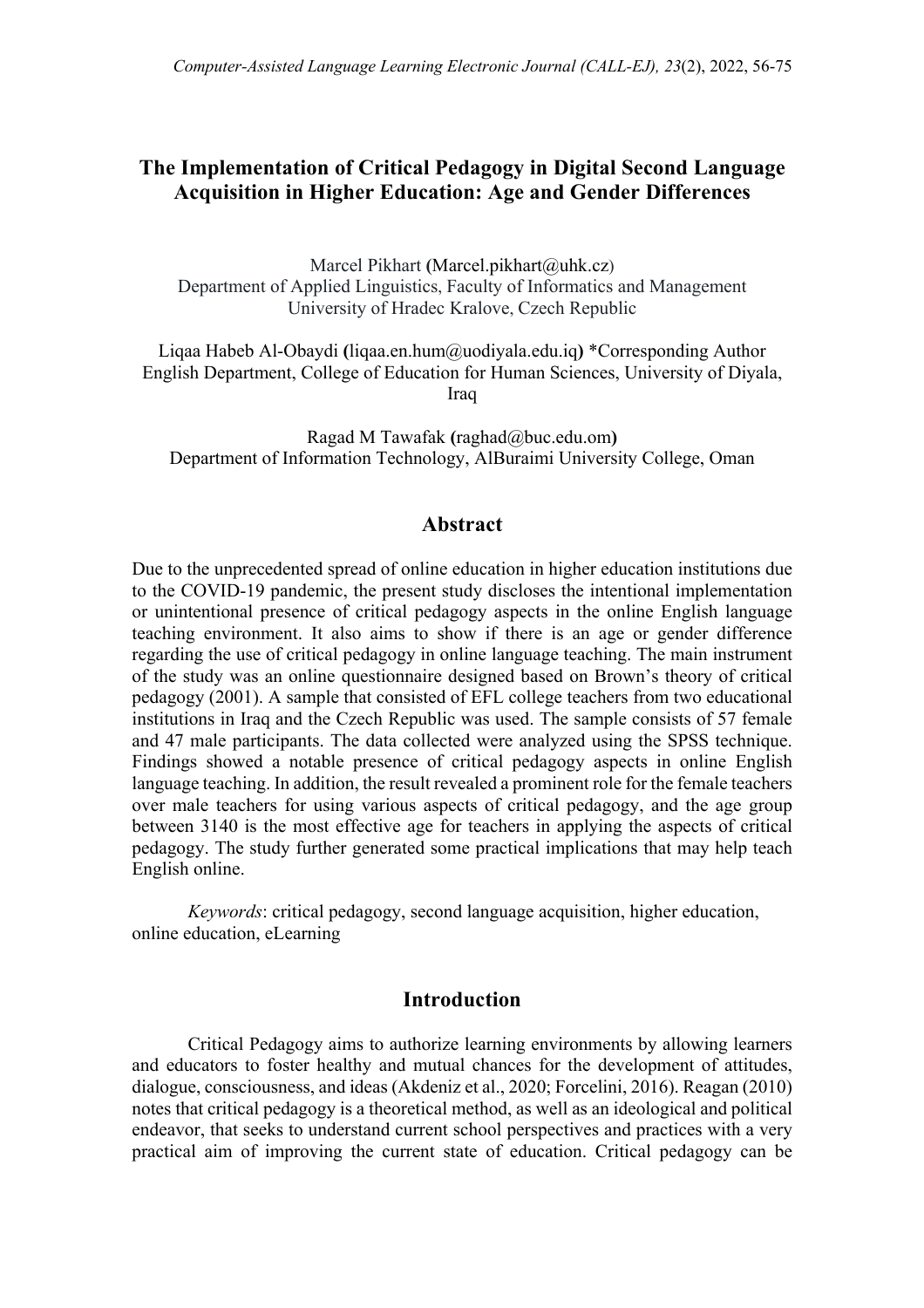# The Implementation of Critical Pedagogy in Digital Second Language Acquisition in Higher Education: Age and Gender Differences

Marcel Pikhart (Marcel.pikhart@uhk.cz)
Department of Applied Linguistics, Faculty of Informatics and Management
University of Hradec Kralove, Czech Republic

Liqaa Habeb Al-Obaydi (liqaa.en.hum@uodiyala.edu.iq) *Corresponding Author
English Department, College of Education for Human Sciences, University of Diyala, Iraq

Ragad M Tawafak (raghad@buc.edu.om)
Department of Information Technology, AlBuraimi University College, Oman

## Abstract

Due to the unprecedented spread of online education in higher education institutions due to the COVID-19 pandemic, the present study discloses the intentional implementation or unintentional presence of critical pedagogy aspects in the online English language teaching environment. It also aims to show if there is an age or gender difference regarding the use of critical pedagogy in online language teaching. The main instrument of the study was an online questionnaire designed based on Brown's theory of critical pedagogy (2001). A sample that consisted of EFL college teachers from two educational institutions in Iraq and the Czech Republic was used. The sample consists of 57 female and 47 male participants. The data collected were analyzed using the SPSS technique. Findings showed a notable presence of critical pedagogy aspects in online English language teaching. In addition, the result revealed a prominent role for the female teachers over male teachers for using various aspects of critical pedagogy, and the age group between 3140 is the most effective age for teachers in applying the aspects of critical pedagogy. The study further generated some practical implications that may help teach English online.

*Keywords*: critical pedagogy, second language acquisition, higher education, online education, eLearning

## Introduction

Critical Pedagogy aims to authorize learning environments by allowing learners and educators to foster healthy and mutual chances for the development of attitudes, dialogue, consciousness, and ideas (Akdeniz et al., 2020; Forcelini, 2016). Reagan (2010) notes that critical pedagogy is a theoretical method, as well as an ideological and political endeavor, that seeks to understand current school perspectives and practices with a very practical aim of improving the current state of education. Critical pedagogy can be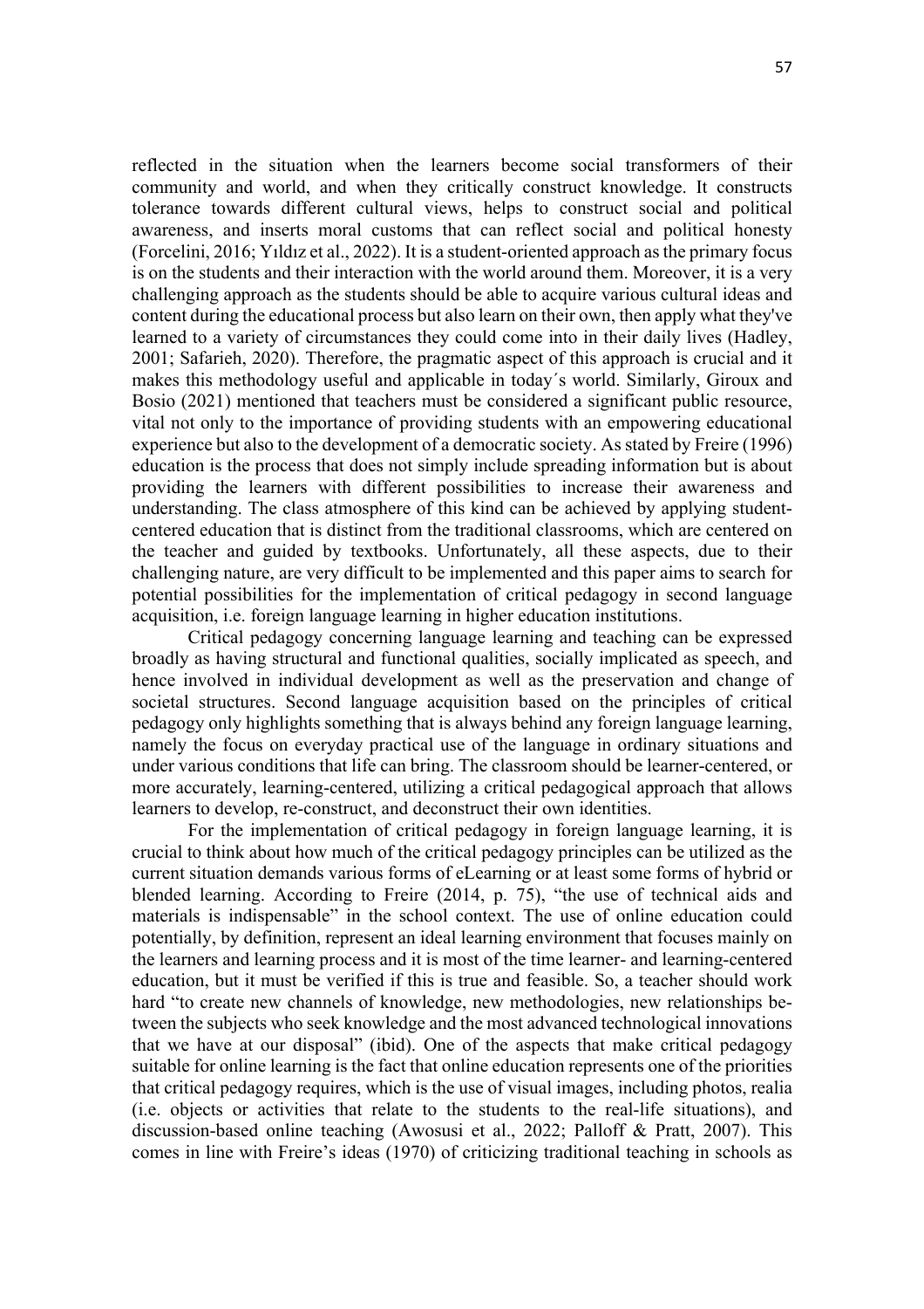reflected in the situation when the learners become social transformers of their community and world, and when they critically construct knowledge. It constructs tolerance towards different cultural views, helps to construct social and political awareness, and inserts moral customs that can reflect social and political honesty (Forcelini, 2016; Yıldız et al., 2022). It is a student-oriented approach as the primary focus is on the students and their interaction with the world around them. Moreover, it is a very challenging approach as the students should be able to acquire various cultural ideas and content during the educational process but also learn on their own, then apply what they've learned to a variety of circumstances they could come into in their daily lives (Hadley, 2001; Safarieh, 2020). Therefore, the pragmatic aspect of this approach is crucial and it makes this methodology useful and applicable in today´s world. Similarly, Giroux and Bosio (2021) mentioned that teachers must be considered a significant public resource, vital not only to the importance of providing students with an empowering educational experience but also to the development of a democratic society. As stated by Freire (1996) education is the process that does not simply include spreading information but is about providing the learners with different possibilities to increase their awareness and understanding. The class atmosphere of this kind can be achieved by applying student-centered education that is distinct from the traditional classrooms, which are centered on the teacher and guided by textbooks. Unfortunately, all these aspects, due to their challenging nature, are very difficult to be implemented and this paper aims to search for potential possibilities for the implementation of critical pedagogy in second language acquisition, i.e. foreign language learning in higher education institutions.

Critical pedagogy concerning language learning and teaching can be expressed broadly as having structural and functional qualities, socially implicated as speech, and hence involved in individual development as well as the preservation and change of societal structures. Second language acquisition based on the principles of critical pedagogy only highlights something that is always behind any foreign language learning, namely the focus on everyday practical use of the language in ordinary situations and under various conditions that life can bring. The classroom should be learner-centered, or more accurately, learning-centered, utilizing a critical pedagogical approach that allows learners to develop, re-construct, and deconstruct their own identities.

For the implementation of critical pedagogy in foreign language learning, it is crucial to think about how much of the critical pedagogy principles can be utilized as the current situation demands various forms of eLearning or at least some forms of hybrid or blended learning. According to Freire (2014, p. 75), "the use of technical aids and materials is indispensable" in the school context. The use of online education could potentially, by definition, represent an ideal learning environment that focuses mainly on the learners and learning process and it is most of the time learner- and learning-centered education, but it must be verified if this is true and feasible. So, a teacher should work hard "to create new channels of knowledge, new methodologies, new relationships between the subjects who seek knowledge and the most advanced technological innovations that we have at our disposal" (ibid). One of the aspects that make critical pedagogy suitable for online learning is the fact that online education represents one of the priorities that critical pedagogy requires, which is the use of visual images, including photos, realia (i.e. objects or activities that relate to the students to the real-life situations), and discussion-based online teaching (Awosusi et al., 2022; Palloff & Pratt, 2007). This comes in line with Freire's ideas (1970) of criticizing traditional teaching in schools as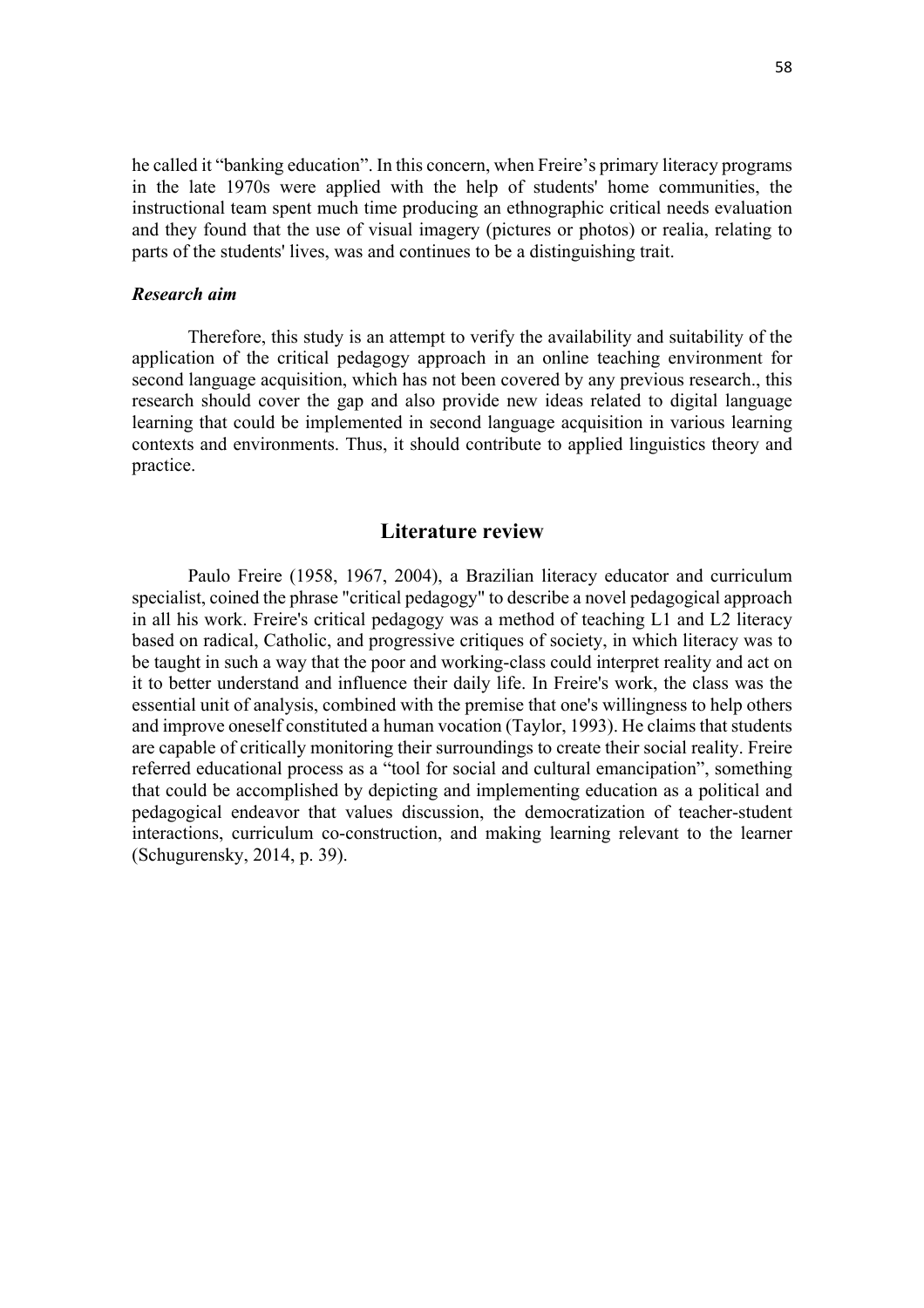he called it “banking education”. In this concern, when Freire’s primary literacy programs in the late 1970s were applied with the help of students' home communities, the instructional team spent much time producing an ethnographic critical needs evaluation and they found that the use of visual imagery (pictures or photos) or realia, relating to parts of the students' lives, was and continues to be a distinguishing trait.

### *Research aim*

Therefore, this study is an attempt to verify the availability and suitability of the application of the critical pedagogy approach in an online teaching environment for second language acquisition, which has not been covered by any previous research., this research should cover the gap and also provide new ideas related to digital language learning that could be implemented in second language acquisition in various learning contexts and environments. Thus, it should contribute to applied linguistics theory and practice.

## Literature review

Paulo Freire (1958, 1967, 2004), a Brazilian literacy educator and curriculum specialist, coined the phrase "critical pedagogy" to describe a novel pedagogical approach in all his work. Freire's critical pedagogy was a method of teaching L1 and L2 literacy based on radical, Catholic, and progressive critiques of society, in which literacy was to be taught in such a way that the poor and working-class could interpret reality and act on it to better understand and influence their daily life. In Freire's work, the class was the essential unit of analysis, combined with the premise that one's willingness to help others and improve oneself constituted a human vocation (Taylor, 1993). He claims that students are capable of critically monitoring their surroundings to create their social reality. Freire referred educational process as a “tool for social and cultural emancipation”, something that could be accomplished by depicting and implementing education as a political and pedagogical endeavor that values discussion, the democratization of teacher-student interactions, curriculum co-construction, and making learning relevant to the learner (Schugurensky, 2014, p. 39).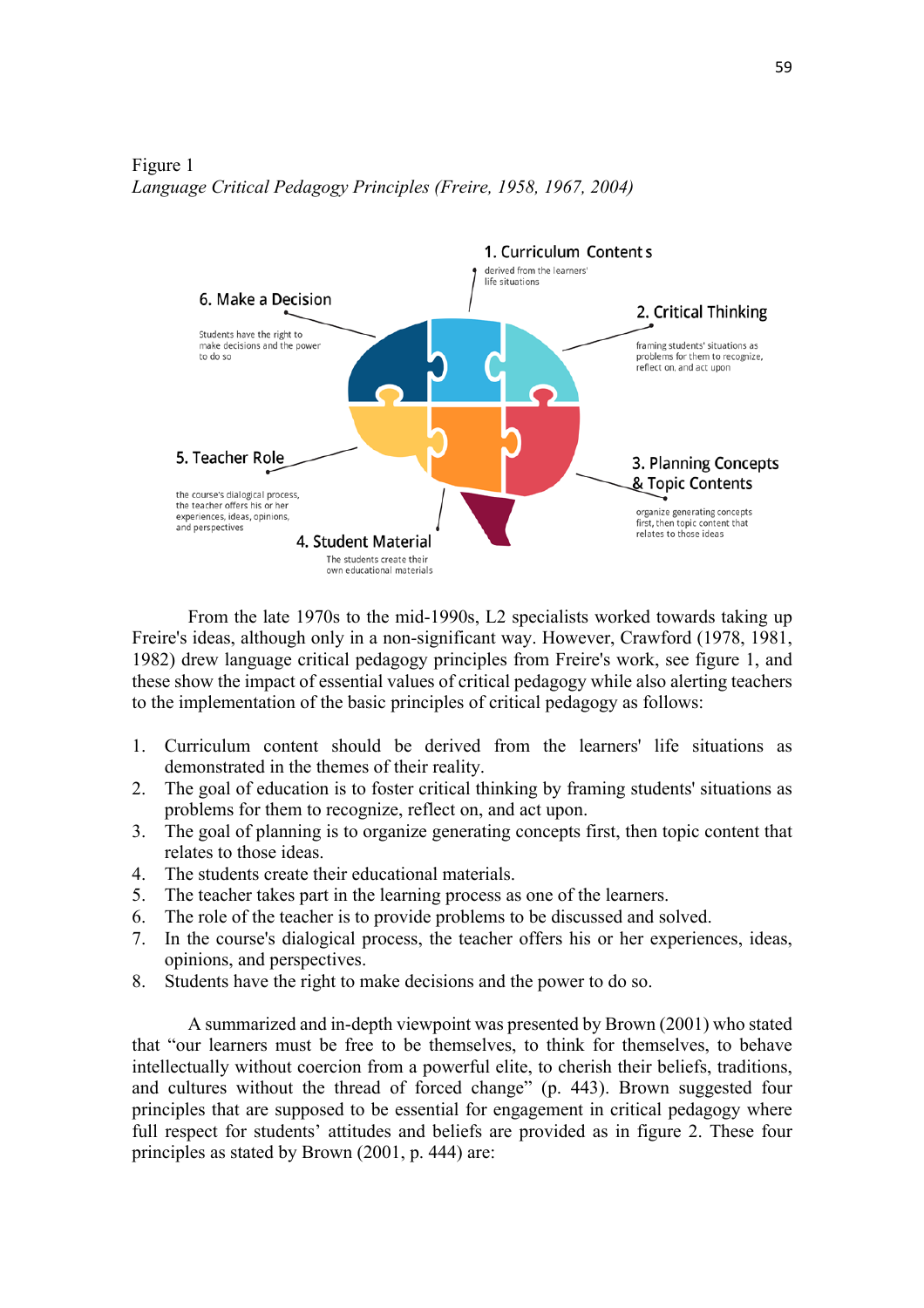Figure 1

*Language Critical Pedagogy Principles (Freire, 1958, 1967, 2004)*

1. Curriculum Contents
derived from the learners' life situations

2. Critical Thinking
framing students' situations as problems for them to recognize, reflect on, and act upon

3. Planning Concepts & Topic Contents
organize generating concepts first, then topic content that relates to those ideas

4. Student Material
The students create their own educational materials

5. Teacher Role
the course's dialogical process, the teacher offers his or her experiences, ideas, opinions, and perspectives

6. Make a Decision
Students have the right to make decisions and the power to do so

From the late 1970s to the mid-1990s, L2 specialists worked towards taking up Freire's ideas, although only in a non-significant way. However, Crawford (1978, 1981, 1982) drew language critical pedagogy principles from Freire's work, see figure 1, and these show the impact of essential values of critical pedagogy while also alerting teachers to the implementation of the basic principles of critical pedagogy as follows:

1. Curriculum content should be derived from the learners' life situations as demonstrated in the themes of their reality.
2. The goal of education is to foster critical thinking by framing students' situations as problems for them to recognize, reflect on, and act upon.
3. The goal of planning is to organize generating concepts first, then topic content that relates to those ideas.
4. The students create their educational materials.
5. The teacher takes part in the learning process as one of the learners.
6. The role of the teacher is to provide problems to be discussed and solved.
7. In the course's dialogical process, the teacher offers his or her experiences, ideas, opinions, and perspectives.
8. Students have the right to make decisions and the power to do so.

A summarized and in-depth viewpoint was presented by Brown (2001) who stated that "our learners must be free to be themselves, to think for themselves, to behave intellectually without coercion from a powerful elite, to cherish their beliefs, traditions, and cultures without the thread of forced change" (p. 443). Brown suggested four principles that are supposed to be essential for engagement in critical pedagogy where full respect for students' attitudes and beliefs are provided as in figure 2. These four principles as stated by Brown (2001, p. 444) are: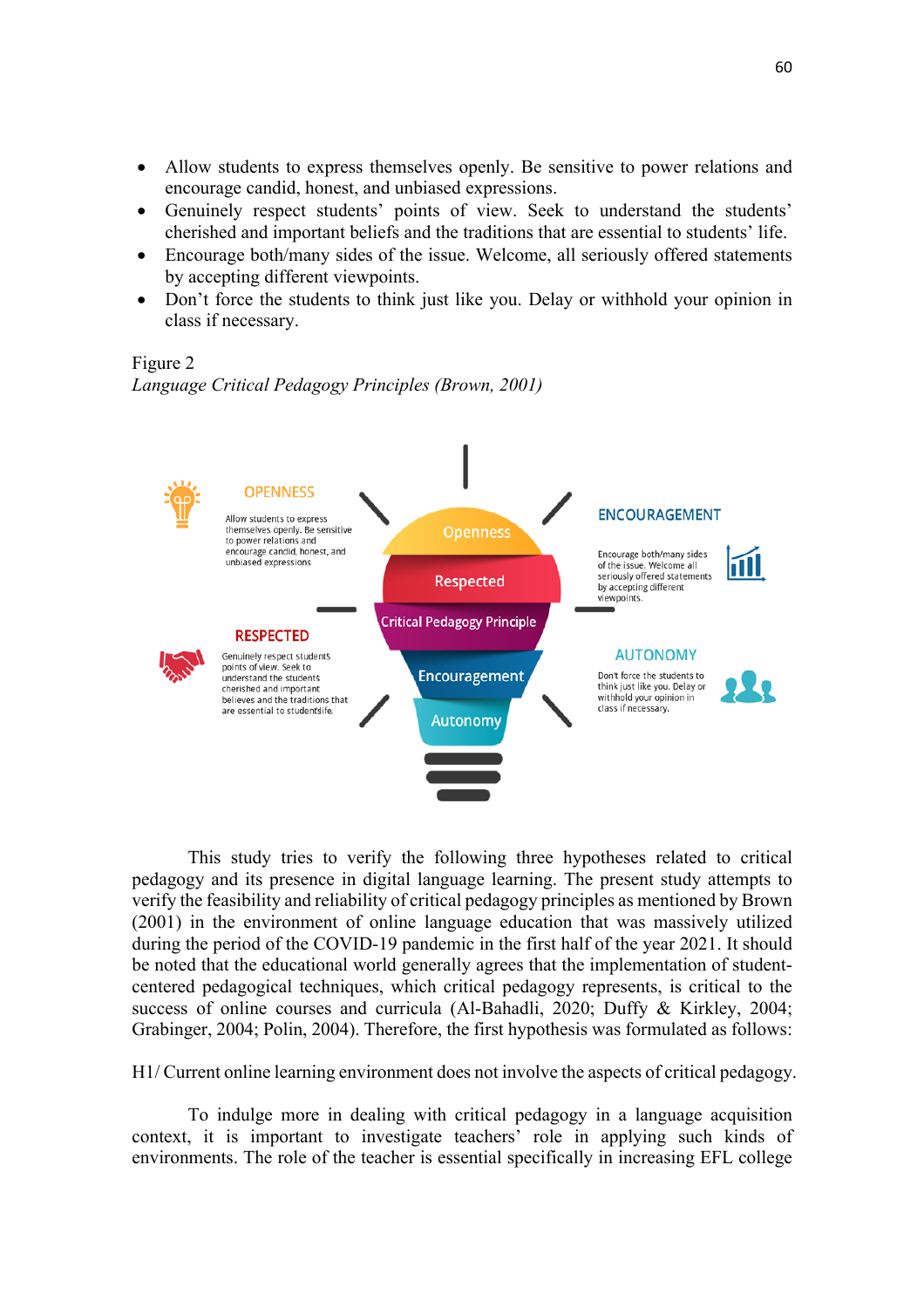- Allow students to express themselves openly. Be sensitive to power relations and encourage candid, honest, and unbiased expressions.
- Genuinely respect students' points of view. Seek to understand the students' cherished and important beliefs and the traditions that are essential to students' life.
- Encourage both/many sides of the issue. Welcome, all seriously offered statements by accepting different viewpoints.
- Don't force the students to think just like you. Delay or withhold your opinion in class if necessary.

Figure 2
*Language Critical Pedagogy Principles (Brown, 2001)*

OPENNESS

Allow students to express themselves openly. Be sensitive to power relations and encourage candid, honest, and unbiased expressions

RESPECTED

Genuinely respect students points of view. Seek to understand the students cherished and important believes and the traditions that are essential to students'life.

Openness

Respected

Critical Pedagogy Principle

Encouragement

Autonomy

ENCOURAGEMENT

Encourage both/many sides of the issue. Welcome all seriously offered statements by accepting different viewpoints.

AUTONOMY

Don't force the students to think just like you. Delay or withhold your opinion in class if necessary.

This study tries to verify the following three hypotheses related to critical pedagogy and its presence in digital language learning. The present study attempts to verify the feasibility and reliability of critical pedagogy principles as mentioned by Brown (2001) in the environment of online language education that was massively utilized during the period of the COVID-19 pandemic in the first half of the year 2021. It should be noted that the educational world generally agrees that the implementation of student-centered pedagogical techniques, which critical pedagogy represents, is critical to the success of online courses and curricula (Al-Bahadli, 2020; Duffy & Kirkley, 2004; Grabinger, 2004; Polin, 2004). Therefore, the first hypothesis was formulated as follows:

H1/ Current online learning environment does not involve the aspects of critical pedagogy.

To indulge more in dealing with critical pedagogy in a language acquisition context, it is important to investigate teachers' role in applying such kinds of environments. The role of the teacher is essential specifically in increasing EFL college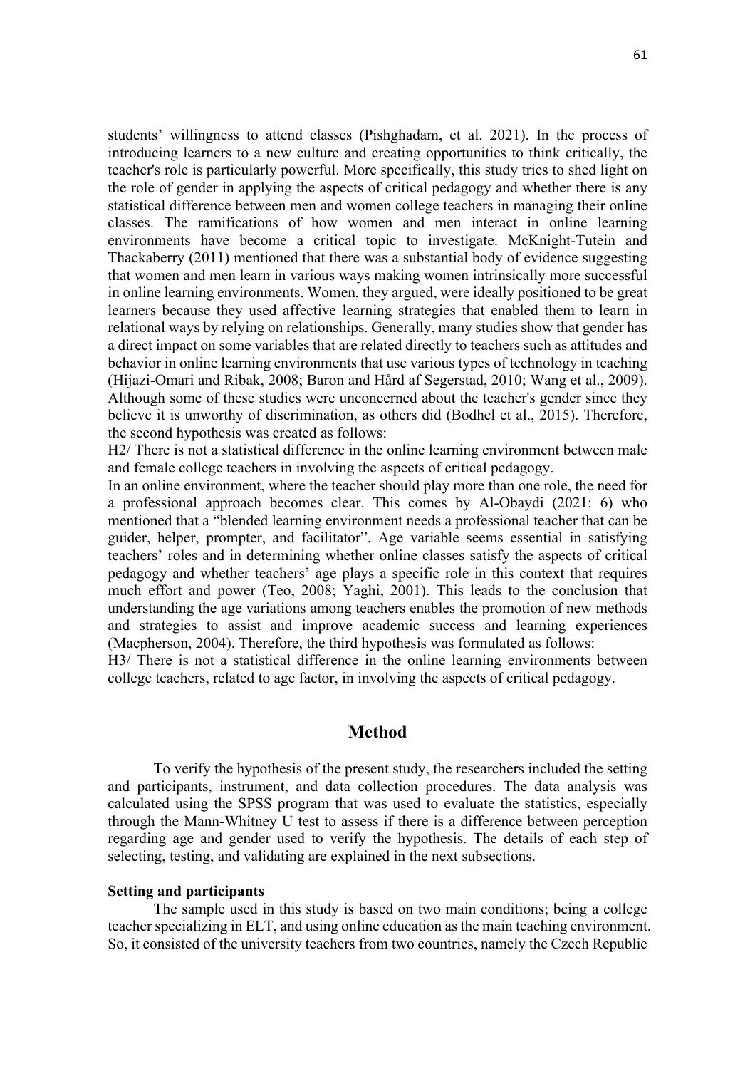students' willingness to attend classes (Pishghadam, et al. 2021). In the process of introducing learners to a new culture and creating opportunities to think critically, the teacher's role is particularly powerful. More specifically, this study tries to shed light on the role of gender in applying the aspects of critical pedagogy and whether there is any statistical difference between men and women college teachers in managing their online classes. The ramifications of how women and men interact in online learning environments have become a critical topic to investigate. McKnight-Tutein and Thackaberry (2011) mentioned that there was a substantial body of evidence suggesting that women and men learn in various ways making women intrinsically more successful in online learning environments. Women, they argued, were ideally positioned to be great learners because they used affective learning strategies that enabled them to learn in relational ways by relying on relationships. Generally, many studies show that gender has a direct impact on some variables that are related directly to teachers such as attitudes and behavior in online learning environments that use various types of technology in teaching (Hijazi-Omari and Ribak, 2008; Baron and Hård af Segerstad, 2010; Wang et al., 2009). Although some of these studies were unconcerned about the teacher's gender since they believe it is unworthy of discrimination, as others did (Bodhel et al., 2015). Therefore, the second hypothesis was created as follows:

H2/ There is not a statistical difference in the online learning environment between male and female college teachers in involving the aspects of critical pedagogy.

In an online environment, where the teacher should play more than one role, the need for a professional approach becomes clear. This comes by Al-Obaydi (2021: 6) who mentioned that a "blended learning environment needs a professional teacher that can be guider, helper, prompter, and facilitator". Age variable seems essential in satisfying teachers' roles and in determining whether online classes satisfy the aspects of critical pedagogy and whether teachers' age plays a specific role in this context that requires much effort and power (Teo, 2008; Yaghi, 2001). This leads to the conclusion that understanding the age variations among teachers enables the promotion of new methods and strategies to assist and improve academic success and learning experiences (Macpherson, 2004). Therefore, the third hypothesis was formulated as follows:

H3/ There is not a statistical difference in the online learning environments between college teachers, related to age factor, in involving the aspects of critical pedagogy.

## Method

To verify the hypothesis of the present study, the researchers included the setting and participants, instrument, and data collection procedures. The data analysis was calculated using the SPSS program that was used to evaluate the statistics, especially through the Mann-Whitney U test to assess if there is a difference between perception regarding age and gender used to verify the hypothesis. The details of each step of selecting, testing, and validating are explained in the next subsections.

### Setting and participants

The sample used in this study is based on two main conditions; being a college teacher specializing in ELT, and using online education as the main teaching environment. So, it consisted of the university teachers from two countries, namely the Czech Republic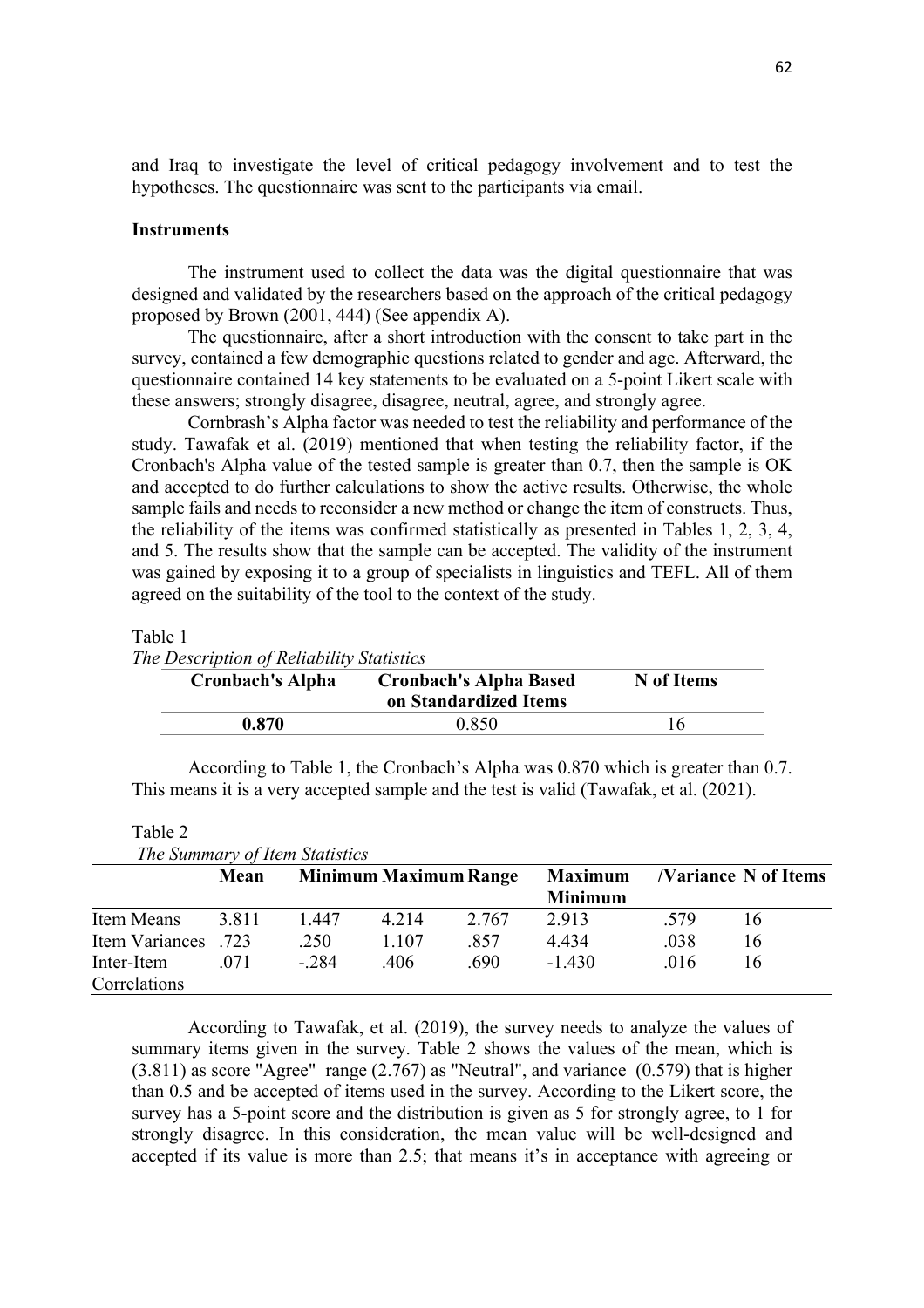and Iraq to investigate the level of critical pedagogy involvement and to test the hypotheses. The questionnaire was sent to the participants via email.

### Instruments

The instrument used to collect the data was the digital questionnaire that was designed and validated by the researchers based on the approach of the critical pedagogy proposed by Brown (2001, 444) (See appendix A).

The questionnaire, after a short introduction with the consent to take part in the survey, contained a few demographic questions related to gender and age. Afterward, the questionnaire contained 14 key statements to be evaluated on a 5-point Likert scale with these answers; strongly disagree, disagree, neutral, agree, and strongly agree.

Cornbrash's Alpha factor was needed to test the reliability and performance of the study. Tawafak et al. (2019) mentioned that when testing the reliability factor, if the Cronbach's Alpha value of the tested sample is greater than 0.7, then the sample is OK and accepted to do further calculations to show the active results. Otherwise, the whole sample fails and needs to reconsider a new method or change the item of constructs. Thus, the reliability of the items was confirmed statistically as presented in Tables 1, 2, 3, 4, and 5. The results show that the sample can be accepted. The validity of the instrument was gained by exposing it to a group of specialists in linguistics and TEFL. All of them agreed on the suitability of the tool to the context of the study.

Table 1

*The Description of Reliability Statistics*

| Cronbach's Alpha | Cronbach's Alpha Based on Standardized Items | N of Items |
|---|---|---|
| **0.870** | 0.850 | 16 |

According to Table 1, the Cronbach's Alpha was 0.870 which is greater than 0.7. This means it is a very accepted sample and the test is valid (Tawafak, et al. (2021).

Table 2

*The Summary of Item Statistics*

| | Mean | Minimum | Maximum | Range | Maximum /Minimum | Variance | N of Items |
|---|---|---|---|---|---|---|---|
| Item Means | 3.811 | 1.447 | 4.214 | 2.767 | 2.913 | .579 | 16 |
| Item Variances | .723 | .250 | 1.107 | .857 | 4.434 | .038 | 16 |
| Inter-Item Correlations | .071 | -.284 | .406 | .690 | -1.430 | .016 | 16 |

According to Tawafak, et al. (2019), the survey needs to analyze the values of summary items given in the survey. Table 2 shows the values of the mean, which is (3.811) as score "Agree" range (2.767) as "Neutral", and variance (0.579) that is higher than 0.5 and be accepted of items used in the survey. According to the Likert score, the survey has a 5-point score and the distribution is given as 5 for strongly agree, to 1 for strongly disagree. In this consideration, the mean value will be well-designed and accepted if its value is more than 2.5; that means it's in acceptance with agreeing or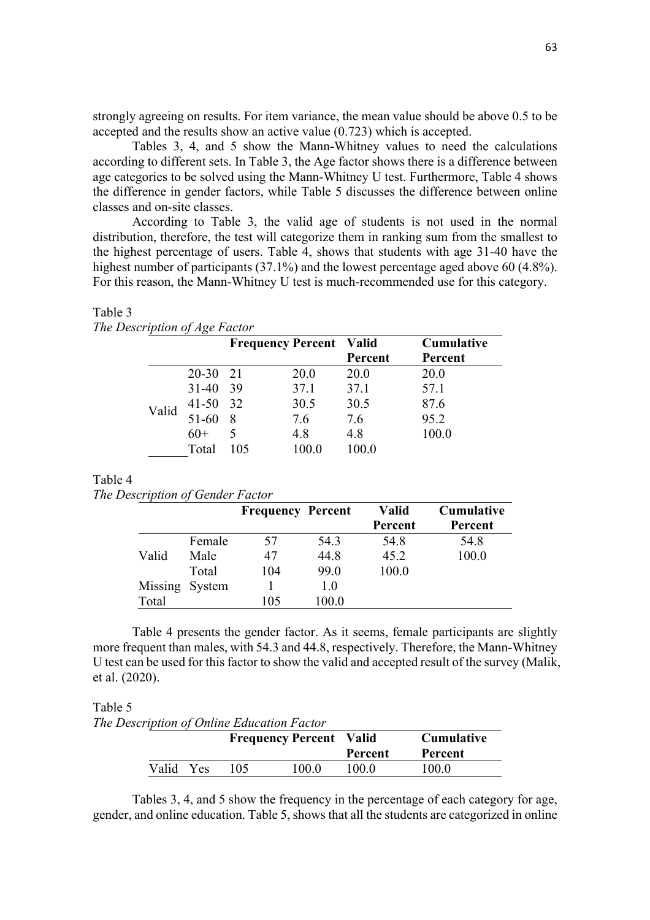strongly agreeing on results. For item variance, the mean value should be above 0.5 to be accepted and the results show an active value (0.723) which is accepted.

Tables 3, 4, and 5 show the Mann-Whitney values to need the calculations according to different sets. In Table 3, the Age factor shows there is a difference between age categories to be solved using the Mann-Whitney U test. Furthermore, Table 4 shows the difference in gender factors, while Table 5 discusses the difference between online classes and on-site classes.

According to Table 3, the valid age of students is not used in the normal distribution, therefore, the test will categorize them in ranking sum from the smallest to the highest percentage of users. Table 4, shows that students with age 31-40 have the highest number of participants (37.1%) and the lowest percentage aged above 60 (4.8%). For this reason, the Mann-Whitney U test is much-recommended use for this category.

Table 3
*The Description of Age Factor*

| | | Frequency | Percent | Valid Percent | Cumulative Percent |
|---|---|---|---|---|---|
| Valid | 20-30 | 21 | 20.0 | 20.0 | 20.0 |
| | 31-40 | 39 | 37.1 | 37.1 | 57.1 |
| | 41-50 | 32 | 30.5 | 30.5 | 87.6 |
| | 51-60 | 8 | 7.6 | 7.6 | 95.2 |
| | 60+ | 5 | 4.8 | 4.8 | 100.0 |
| | Total | 105 | 100.0 | 100.0 | |

Table 4
*The Description of Gender Factor*

| | | Frequency | Percent | Valid Percent | Cumulative Percent |
|---|---|---|---|---|---|
| Valid | Female | 57 | 54.3 | 54.8 | 54.8 |
| | Male | 47 | 44.8 | 45.2 | 100.0 |
| | Total | 104 | 99.0 | 100.0 | |
| Missing | System | 1 | 1.0 | | |
| Total | | 105 | 100.0 | | |

Table 4 presents the gender factor. As it seems, female participants are slightly more frequent than males, with 54.3 and 44.8, respectively. Therefore, the Mann-Whitney U test can be used for this factor to show the valid and accepted result of the survey (Malik, et al. (2020).

Table 5
*The Description of Online Education Factor*

| | | Frequency | Percent | Valid Percent | Cumulative Percent |
|---|---|---|---|---|---|
| Valid | Yes | 105 | 100.0 | 100.0 | 100.0 |

Tables 3, 4, and 5 show the frequency in the percentage of each category for age, gender, and online education. Table 5, shows that all the students are categorized in online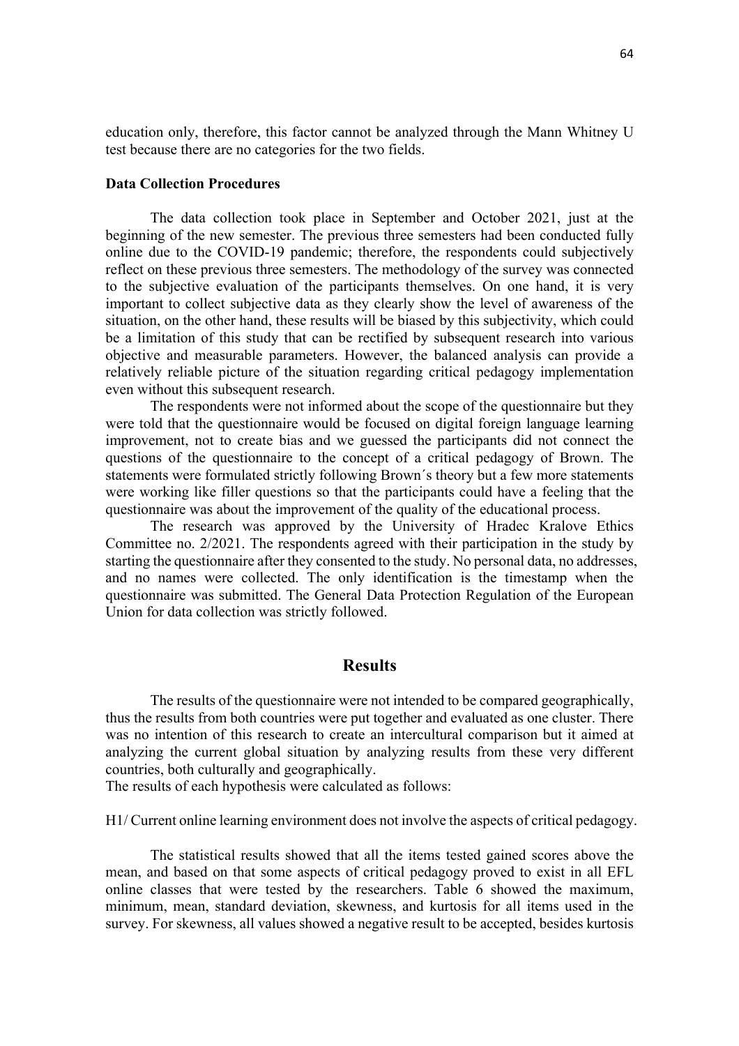education only, therefore, this factor cannot be analyzed through the Mann Whitney U test because there are no categories for the two fields.

### Data Collection Procedures

The data collection took place in September and October 2021, just at the beginning of the new semester. The previous three semesters had been conducted fully online due to the COVID-19 pandemic; therefore, the respondents could subjectively reflect on these previous three semesters. The methodology of the survey was connected to the subjective evaluation of the participants themselves. On one hand, it is very important to collect subjective data as they clearly show the level of awareness of the situation, on the other hand, these results will be biased by this subjectivity, which could be a limitation of this study that can be rectified by subsequent research into various objective and measurable parameters. However, the balanced analysis can provide a relatively reliable picture of the situation regarding critical pedagogy implementation even without this subsequent research.

The respondents were not informed about the scope of the questionnaire but they were told that the questionnaire would be focused on digital foreign language learning improvement, not to create bias and we guessed the participants did not connect the questions of the questionnaire to the concept of a critical pedagogy of Brown. The statements were formulated strictly following Brown´s theory but a few more statements were working like filler questions so that the participants could have a feeling that the questionnaire was about the improvement of the quality of the educational process.

The research was approved by the University of Hradec Kralove Ethics Committee no. 2/2021. The respondents agreed with their participation in the study by starting the questionnaire after they consented to the study. No personal data, no addresses, and no names were collected. The only identification is the timestamp when the questionnaire was submitted. The General Data Protection Regulation of the European Union for data collection was strictly followed.

## Results

The results of the questionnaire were not intended to be compared geographically, thus the results from both countries were put together and evaluated as one cluster. There was no intention of this research to create an intercultural comparison but it aimed at analyzing the current global situation by analyzing results from these very different countries, both culturally and geographically.
The results of each hypothesis were calculated as follows:

H1/ Current online learning environment does not involve the aspects of critical pedagogy.

The statistical results showed that all the items tested gained scores above the mean, and based on that some aspects of critical pedagogy proved to exist in all EFL online classes that were tested by the researchers. Table 6 showed the maximum, minimum, mean, standard deviation, skewness, and kurtosis for all items used in the survey. For skewness, all values showed a negative result to be accepted, besides kurtosis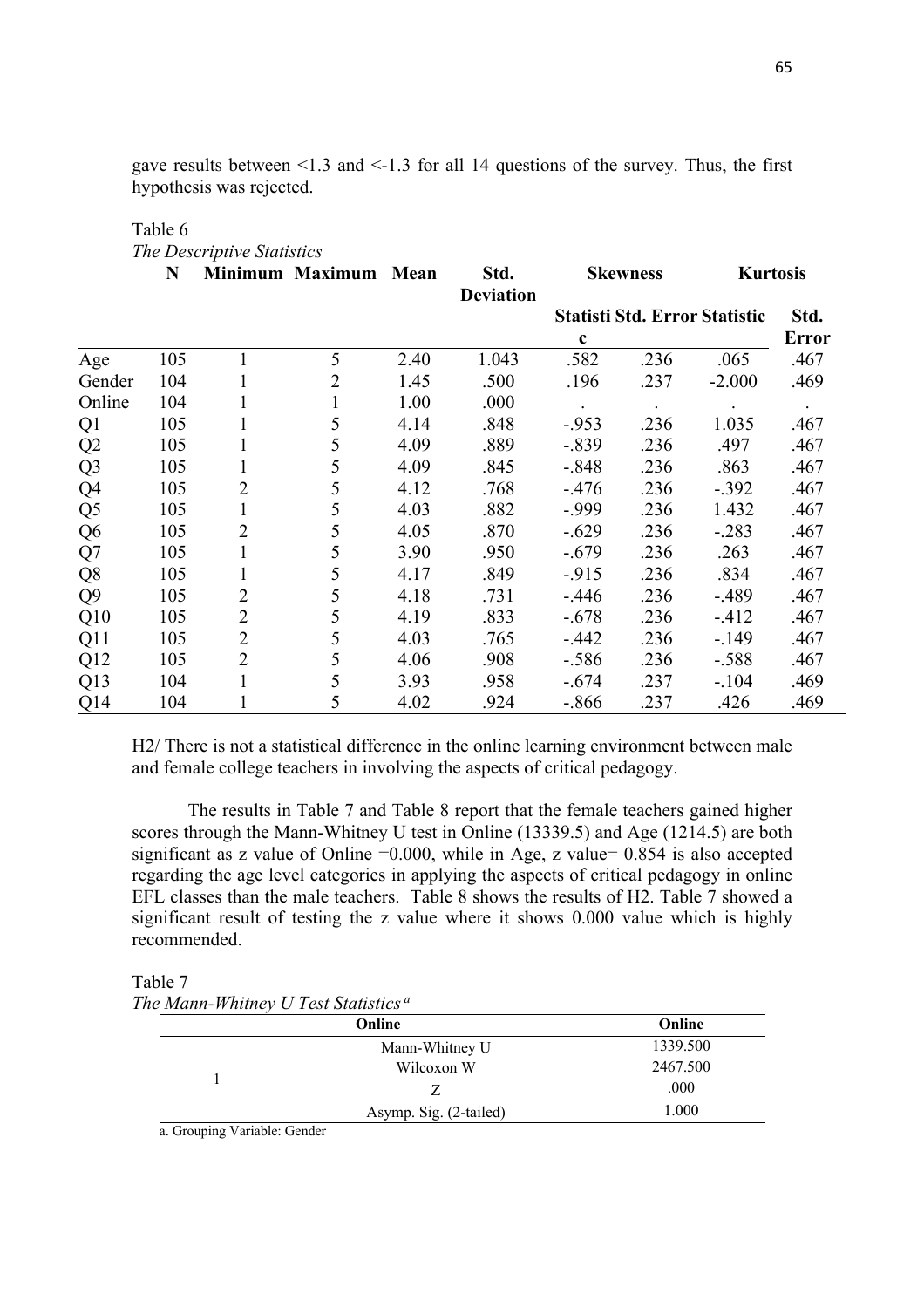gave results between <1.3 and <-1.3 for all 14 questions of the survey. Thus, the first hypothesis was rejected.

Table 6
*The Descriptive Statistics*

| | N | Minimum | Maximum | Mean | Std. Deviation | Skewness | | Kurtosis | |
|---|---|---|---|---|---|---|---|---|---|
| | | | | | | Statistic | Std. Error | Statistic | Std. Error |
| Age | 105 | 1 | 5 | 2.40 | 1.043 | .582 | .236 | .065 | .467 |
| Gender | 104 | 1 | 2 | 1.45 | .500 | .196 | .237 | -2.000 | .469 |
| Online | 104 | 1 | 1 | 1.00 | .000 | . | . | . | . |
| Q1 | 105 | 1 | 5 | 4.14 | .848 | -.953 | .236 | 1.035 | .467 |
| Q2 | 105 | 1 | 5 | 4.09 | .889 | -.839 | .236 | .497 | .467 |
| Q3 | 105 | 1 | 5 | 4.09 | .845 | -.848 | .236 | .863 | .467 |
| Q4 | 105 | 2 | 5 | 4.12 | .768 | -.476 | .236 | -.392 | .467 |
| Q5 | 105 | 1 | 5 | 4.03 | .882 | -.999 | .236 | 1.432 | .467 |
| Q6 | 105 | 2 | 5 | 4.05 | .870 | -.629 | .236 | -.283 | .467 |
| Q7 | 105 | 1 | 5 | 3.90 | .950 | -.679 | .236 | .263 | .467 |
| Q8 | 105 | 1 | 5 | 4.17 | .849 | -.915 | .236 | .834 | .467 |
| Q9 | 105 | 2 | 5 | 4.18 | .731 | -.446 | .236 | -.489 | .467 |
| Q10 | 105 | 2 | 5 | 4.19 | .833 | -.678 | .236 | -.412 | .467 |
| Q11 | 105 | 2 | 5 | 4.03 | .765 | -.442 | .236 | -.149 | .467 |
| Q12 | 105 | 2 | 5 | 4.06 | .908 | -.586 | .236 | -.588 | .467 |
| Q13 | 104 | 1 | 5 | 3.93 | .958 | -.674 | .237 | -.104 | .469 |
| Q14 | 104 | 1 | 5 | 4.02 | .924 | -.866 | .237 | .426 | .469 |

H2/ There is not a statistical difference in the online learning environment between male and female college teachers in involving the aspects of critical pedagogy.

The results in Table 7 and Table 8 report that the female teachers gained higher scores through the Mann-Whitney U test in Online (13339.5) and Age (1214.5) are both significant as z value of Online =0.000, while in Age, z value= 0.854 is also accepted regarding the age level categories in applying the aspects of critical pedagogy in online EFL classes than the male teachers. Table 8 shows the results of H2. Table 7 showed a significant result of testing the z value where it shows 0.000 value which is highly recommended.

Table 7
*The Mann-Whitney U Test Statistics* [a]

| | Online | Online |
|---|---|---|
| 1 | Mann-Whitney U | 1339.500 |
| | Wilcoxon W | 2467.500 |
| | Z | .000 |
| | Asymp. Sig. (2-tailed) | 1.000 |

a. Grouping Variable: Gender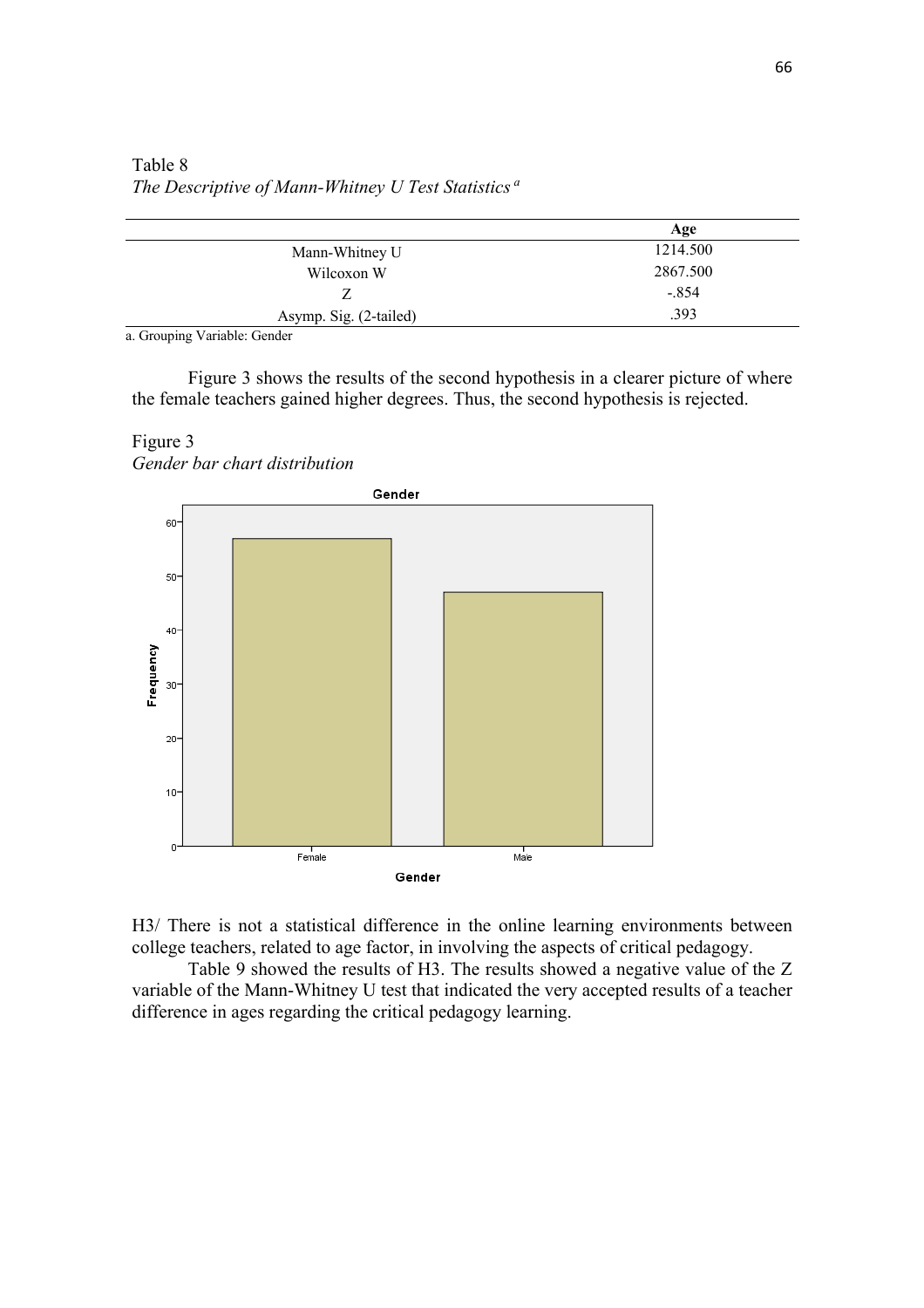Table 8
*The Descriptive of Mann-Whitney U Test Statistics* [a]

| | Age |
|---|---|
| Mann-Whitney U | 1214.500 |
| Wilcoxon W | 2867.500 |
| Z | -.854 |
| Asymp. Sig. (2-tailed) | .393 |

a. Grouping Variable: Gender

Figure 3 shows the results of the second hypothesis in a clearer picture of where the female teachers gained higher degrees. Thus, the second hypothesis is rejected.

Figure 3
*Gender bar chart distribution*

H3/ There is not a statistical difference in the online learning environments between college teachers, related to age factor, in involving the aspects of critical pedagogy.

Table 9 showed the results of H3. The results showed a negative value of the Z variable of the Mann-Whitney U test that indicated the very accepted results of a teacher difference in ages regarding the critical pedagogy learning.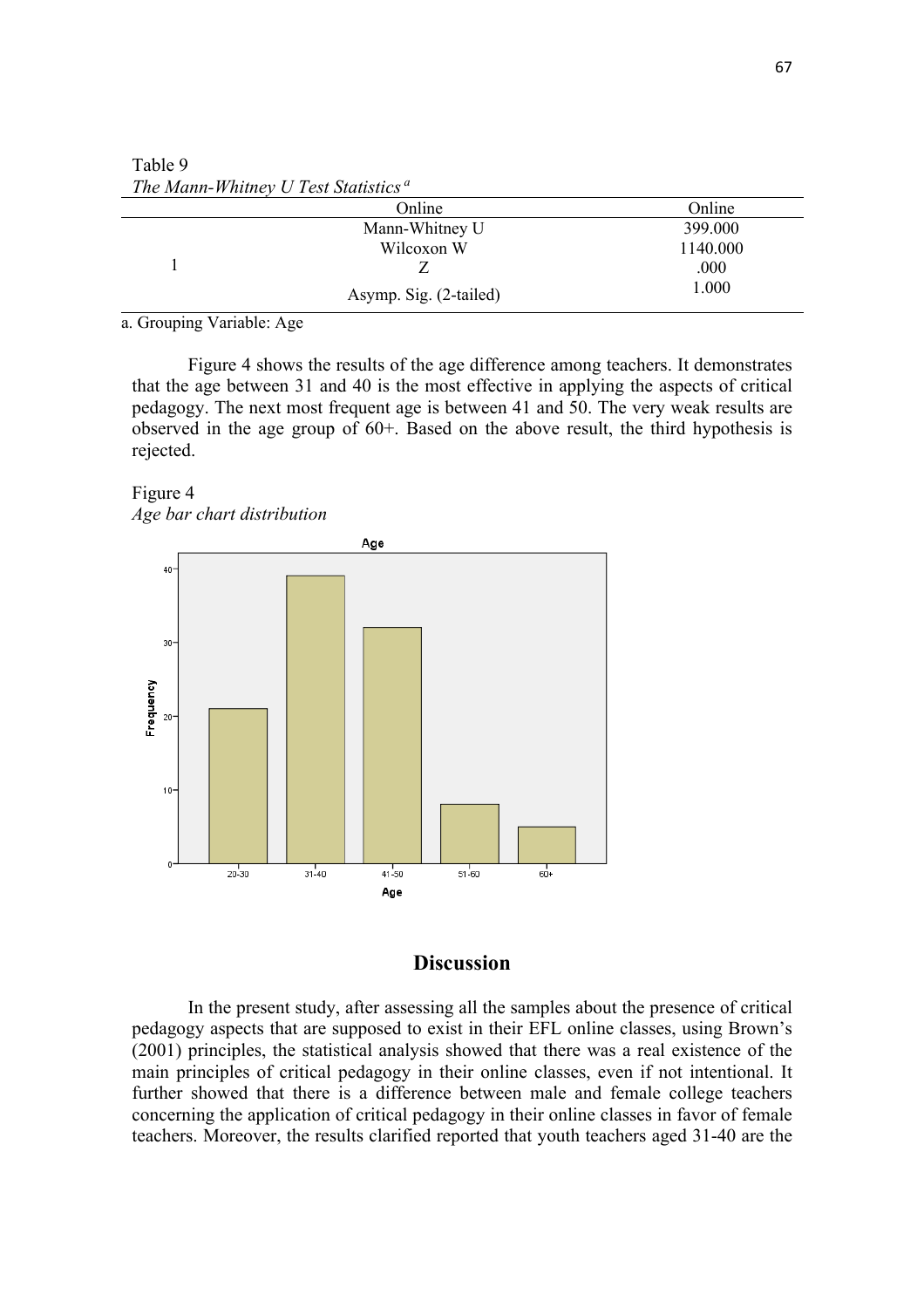Table 9

*The Mann-Whitney U Test Statistics* [a]

| | Online | Online |
|---|---|---|
| 1 | Mann-Whitney U | 399.000 |
| | Wilcoxon W | 1140.000 |
| | Z | .000 |
| | Asymp. Sig. (2-tailed) | 1.000 |

a. Grouping Variable: Age

Figure 4 shows the results of the age difference among teachers. It demonstrates that the age between 31 and 40 is the most effective in applying the aspects of critical pedagogy. The next most frequent age is between 41 and 50. The very weak results are observed in the age group of 60+. Based on the above result, the third hypothesis is rejected.

Figure 4

*Age bar chart distribution*

Age

Frequency

40

30

20

10

0

20-30

31-40

41-50

51-60

60+

Age

## Discussion

In the present study, after assessing all the samples about the presence of critical pedagogy aspects that are supposed to exist in their EFL online classes, using Brown's (2001) principles, the statistical analysis showed that there was a real existence of the main principles of critical pedagogy in their online classes, even if not intentional. It further showed that there is a difference between male and female college teachers concerning the application of critical pedagogy in their online classes in favor of female teachers. Moreover, the results clarified reported that youth teachers aged 31-40 are the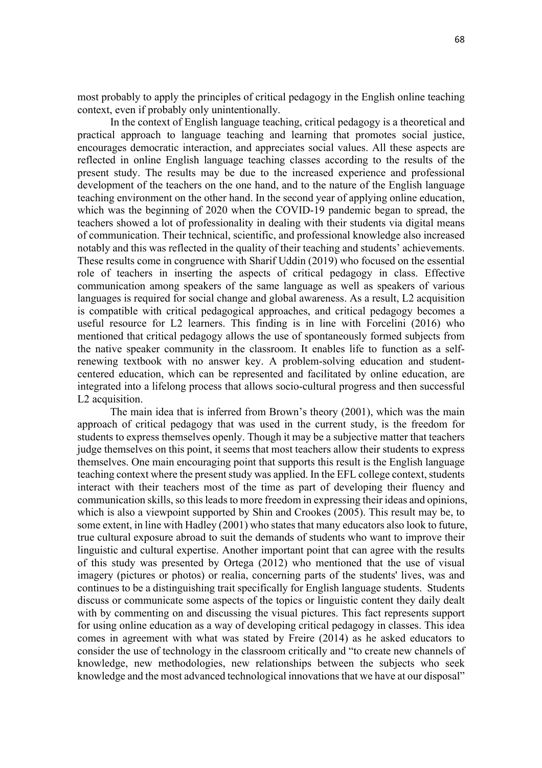most probably to apply the principles of critical pedagogy in the English online teaching context, even if probably only unintentionally.

In the context of English language teaching, critical pedagogy is a theoretical and practical approach to language teaching and learning that promotes social justice, encourages democratic interaction, and appreciates social values. All these aspects are reflected in online English language teaching classes according to the results of the present study. The results may be due to the increased experience and professional development of the teachers on the one hand, and to the nature of the English language teaching environment on the other hand. In the second year of applying online education, which was the beginning of 2020 when the COVID-19 pandemic began to spread, the teachers showed a lot of professionality in dealing with their students via digital means of communication. Their technical, scientific, and professional knowledge also increased notably and this was reflected in the quality of their teaching and students' achievements. These results come in congruence with Sharif Uddin (2019) who focused on the essential role of teachers in inserting the aspects of critical pedagogy in class. Effective communication among speakers of the same language as well as speakers of various languages is required for social change and global awareness. As a result, L2 acquisition is compatible with critical pedagogical approaches, and critical pedagogy becomes a useful resource for L2 learners. This finding is in line with Forcelini (2016) who mentioned that critical pedagogy allows the use of spontaneously formed subjects from the native speaker community in the classroom. It enables life to function as a self-renewing textbook with no answer key. A problem-solving education and student-centered education, which can be represented and facilitated by online education, are integrated into a lifelong process that allows socio-cultural progress and then successful L2 acquisition.

The main idea that is inferred from Brown's theory (2001), which was the main approach of critical pedagogy that was used in the current study, is the freedom for students to express themselves openly. Though it may be a subjective matter that teachers judge themselves on this point, it seems that most teachers allow their students to express themselves. One main encouraging point that supports this result is the English language teaching context where the present study was applied. In the EFL college context, students interact with their teachers most of the time as part of developing their fluency and communication skills, so this leads to more freedom in expressing their ideas and opinions, which is also a viewpoint supported by Shin and Crookes (2005). This result may be, to some extent, in line with Hadley (2001) who states that many educators also look to future, true cultural exposure abroad to suit the demands of students who want to improve their linguistic and cultural expertise. Another important point that can agree with the results of this study was presented by Ortega (2012) who mentioned that the use of visual imagery (pictures or photos) or realia, concerning parts of the students' lives, was and continues to be a distinguishing trait specifically for English language students. Students discuss or communicate some aspects of the topics or linguistic content they daily dealt with by commenting on and discussing the visual pictures. This fact represents support for using online education as a way of developing critical pedagogy in classes. This idea comes in agreement with what was stated by Freire (2014) as he asked educators to consider the use of technology in the classroom critically and "to create new channels of knowledge, new methodologies, new relationships between the subjects who seek knowledge and the most advanced technological innovations that we have at our disposal"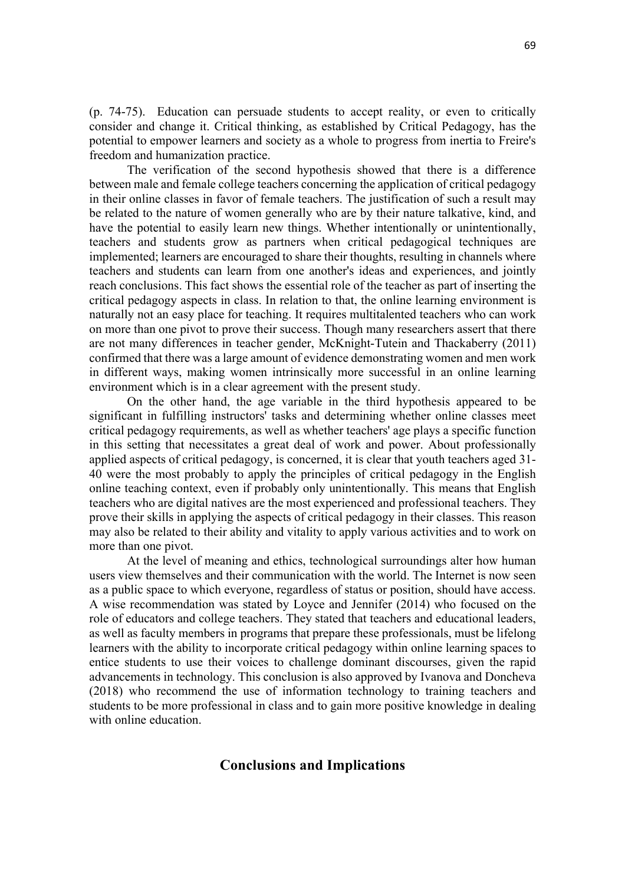(p. 74-75). Education can persuade students to accept reality, or even to critically consider and change it. Critical thinking, as established by Critical Pedagogy, has the potential to empower learners and society as a whole to progress from inertia to Freire's freedom and humanization practice.

The verification of the second hypothesis showed that there is a difference between male and female college teachers concerning the application of critical pedagogy in their online classes in favor of female teachers. The justification of such a result may be related to the nature of women generally who are by their nature talkative, kind, and have the potential to easily learn new things. Whether intentionally or unintentionally, teachers and students grow as partners when critical pedagogical techniques are implemented; learners are encouraged to share their thoughts, resulting in channels where teachers and students can learn from one another's ideas and experiences, and jointly reach conclusions. This fact shows the essential role of the teacher as part of inserting the critical pedagogy aspects in class. In relation to that, the online learning environment is naturally not an easy place for teaching. It requires multitalented teachers who can work on more than one pivot to prove their success. Though many researchers assert that there are not many differences in teacher gender, McKnight-Tutein and Thackaberry (2011) confirmed that there was a large amount of evidence demonstrating women and men work in different ways, making women intrinsically more successful in an online learning environment which is in a clear agreement with the present study.

On the other hand, the age variable in the third hypothesis appeared to be significant in fulfilling instructors' tasks and determining whether online classes meet critical pedagogy requirements, as well as whether teachers' age plays a specific function in this setting that necessitates a great deal of work and power. About professionally applied aspects of critical pedagogy, is concerned, it is clear that youth teachers aged 31-40 were the most probably to apply the principles of critical pedagogy in the English online teaching context, even if probably only unintentionally. This means that English teachers who are digital natives are the most experienced and professional teachers. They prove their skills in applying the aspects of critical pedagogy in their classes. This reason may also be related to their ability and vitality to apply various activities and to work on more than one pivot.

At the level of meaning and ethics, technological surroundings alter how human users view themselves and their communication with the world. The Internet is now seen as a public space to which everyone, regardless of status or position, should have access. A wise recommendation was stated by Loyce and Jennifer (2014) who focused on the role of educators and college teachers. They stated that teachers and educational leaders, as well as faculty members in programs that prepare these professionals, must be lifelong learners with the ability to incorporate critical pedagogy within online learning spaces to entice students to use their voices to challenge dominant discourses, given the rapid advancements in technology. This conclusion is also approved by Ivanova and Doncheva (2018) who recommend the use of information technology to training teachers and students to be more professional in class and to gain more positive knowledge in dealing with online education.

## Conclusions and Implications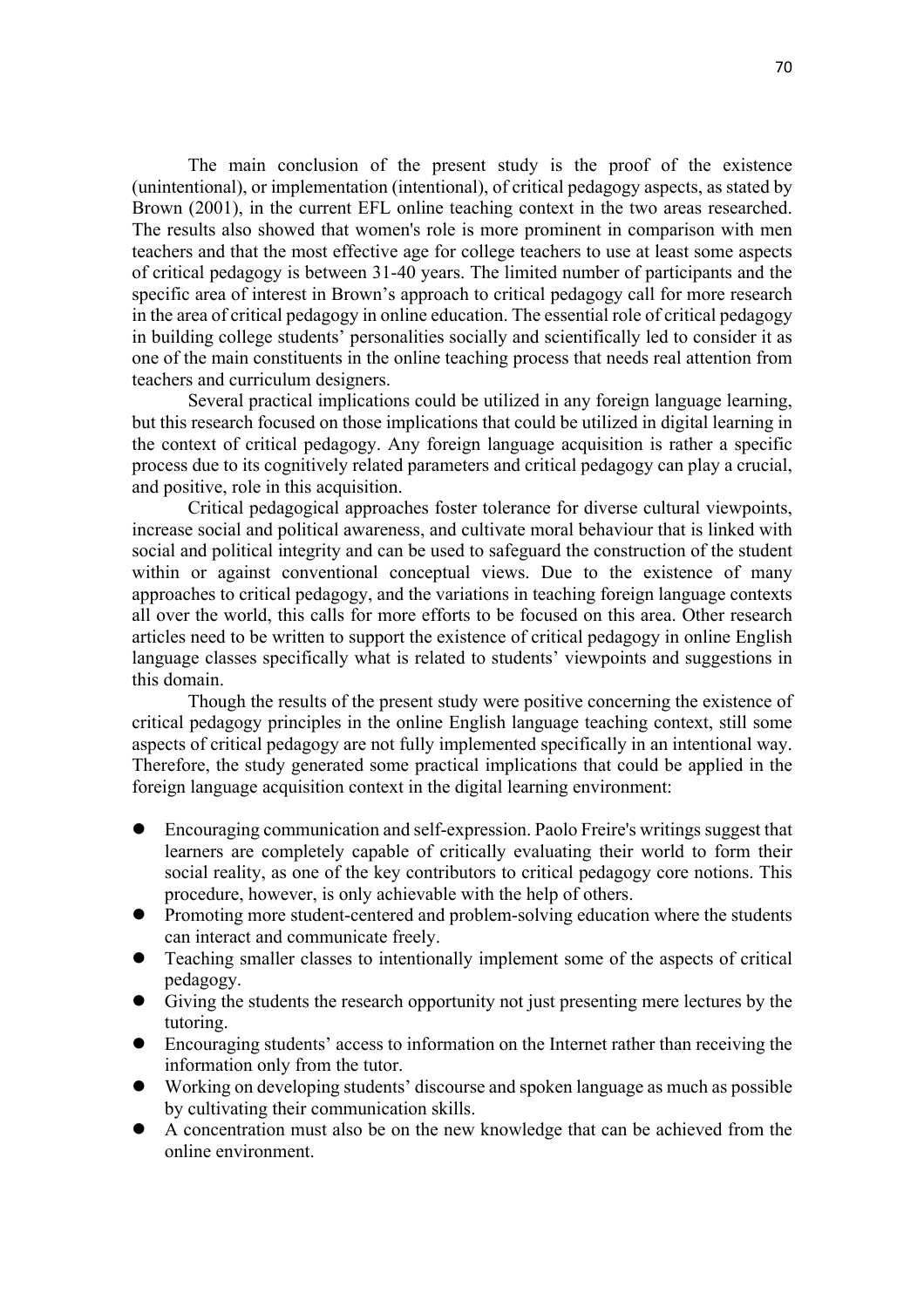The main conclusion of the present study is the proof of the existence (unintentional), or implementation (intentional), of critical pedagogy aspects, as stated by Brown (2001), in the current EFL online teaching context in the two areas researched. The results also showed that women's role is more prominent in comparison with men teachers and that the most effective age for college teachers to use at least some aspects of critical pedagogy is between 31-40 years. The limited number of participants and the specific area of interest in Brown's approach to critical pedagogy call for more research in the area of critical pedagogy in online education. The essential role of critical pedagogy in building college students' personalities socially and scientifically led to consider it as one of the main constituents in the online teaching process that needs real attention from teachers and curriculum designers.

Several practical implications could be utilized in any foreign language learning, but this research focused on those implications that could be utilized in digital learning in the context of critical pedagogy. Any foreign language acquisition is rather a specific process due to its cognitively related parameters and critical pedagogy can play a crucial, and positive, role in this acquisition.

Critical pedagogical approaches foster tolerance for diverse cultural viewpoints, increase social and political awareness, and cultivate moral behaviour that is linked with social and political integrity and can be used to safeguard the construction of the student within or against conventional conceptual views. Due to the existence of many approaches to critical pedagogy, and the variations in teaching foreign language contexts all over the world, this calls for more efforts to be focused on this area. Other research articles need to be written to support the existence of critical pedagogy in online English language classes specifically what is related to students' viewpoints and suggestions in this domain.

Though the results of the present study were positive concerning the existence of critical pedagogy principles in the online English language teaching context, still some aspects of critical pedagogy are not fully implemented specifically in an intentional way. Therefore, the study generated some practical implications that could be applied in the foreign language acquisition context in the digital learning environment:

- Encouraging communication and self-expression. Paolo Freire's writings suggest that learners are completely capable of critically evaluating their world to form their social reality, as one of the key contributors to critical pedagogy core notions. This procedure, however, is only achievable with the help of others.
- Promoting more student-centered and problem-solving education where the students can interact and communicate freely.
- Teaching smaller classes to intentionally implement some of the aspects of critical pedagogy.
- Giving the students the research opportunity not just presenting mere lectures by the tutoring.
- Encouraging students' access to information on the Internet rather than receiving the information only from the tutor.
- Working on developing students' discourse and spoken language as much as possible by cultivating their communication skills.
- A concentration must also be on the new knowledge that can be achieved from the online environment.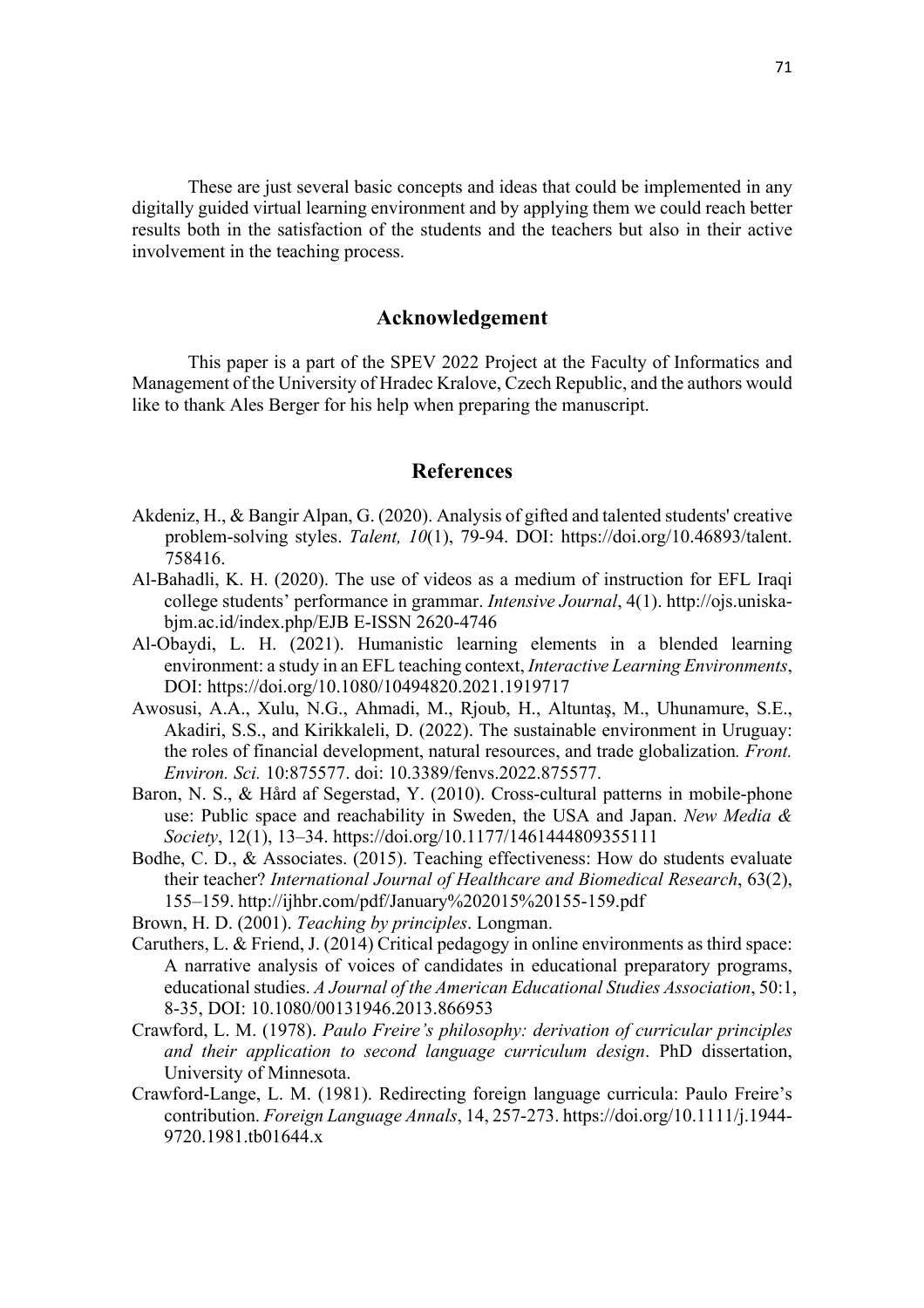These are just several basic concepts and ideas that could be implemented in any digitally guided virtual learning environment and by applying them we could reach better results both in the satisfaction of the students and the teachers but also in their active involvement in the teaching process.

## Acknowledgement

This paper is a part of the SPEV 2022 Project at the Faculty of Informatics and Management of the University of Hradec Kralove, Czech Republic, and the authors would like to thank Ales Berger for his help when preparing the manuscript.

## References

Akdeniz, H., & Bangir Alpan, G. (2020). Analysis of gifted and talented students' creative problem-solving styles. *Talent, 10*(1), 79-94. DOI: https://doi.org/10.46893/talent.758416.

Al-Bahadli, K. H. (2020). The use of videos as a medium of instruction for EFL Iraqi college students' performance in grammar. *Intensive Journal*, 4(1). http://ojs.uniska-bjm.ac.id/index.php/EJB E-ISSN 2620-4746

Al-Obaydi, L. H. (2021). Humanistic learning elements in a blended learning environment: a study in an EFL teaching context, *Interactive Learning Environments*, DOI: https://doi.org/10.1080/10494820.2021.1919717

Awosusi, A.A., Xulu, N.G., Ahmadi, M., Rjoub, H., Altuntaş, M., Uhunamure, S.E., Akadiri, S.S., and Kirikkaleli, D. (2022). The sustainable environment in Uruguay: the roles of financial development, natural resources, and trade globalization*. Front. Environ. Sci.* 10:875577. doi: 10.3389/fenvs.2022.875577.

Baron, N. S., & Hård af Segerstad, Y. (2010). Cross-cultural patterns in mobile-phone use: Public space and reachability in Sweden, the USA and Japan. *New Media & Society*, 12(1), 13–34. https://doi.org/10.1177/1461444809355111

Bodhe, C. D., & Associates. (2015). Teaching effectiveness: How do students evaluate their teacher? *International Journal of Healthcare and Biomedical Research*, 63(2), 155–159. http://ijhbr.com/pdf/January%202015%20155-159.pdf

Brown, H. D. (2001). *Teaching by principles*. Longman.

Caruthers, L. & Friend, J. (2014) Critical pedagogy in online environments as third space: A narrative analysis of voices of candidates in educational preparatory programs, educational studies. *A Journal of the American Educational Studies Association*, 50:1, 8-35, DOI: 10.1080/00131946.2013.866953

Crawford, L. M. (1978). *Paulo Freire's philosophy: derivation of curricular principles and their application to second language curriculum design*. PhD dissertation, University of Minnesota.

Crawford-Lange, L. M. (1981). Redirecting foreign language curricula: Paulo Freire's contribution. *Foreign Language Annals*, 14, 257-273. https://doi.org/10.1111/j.1944-9720.1981.tb01644.x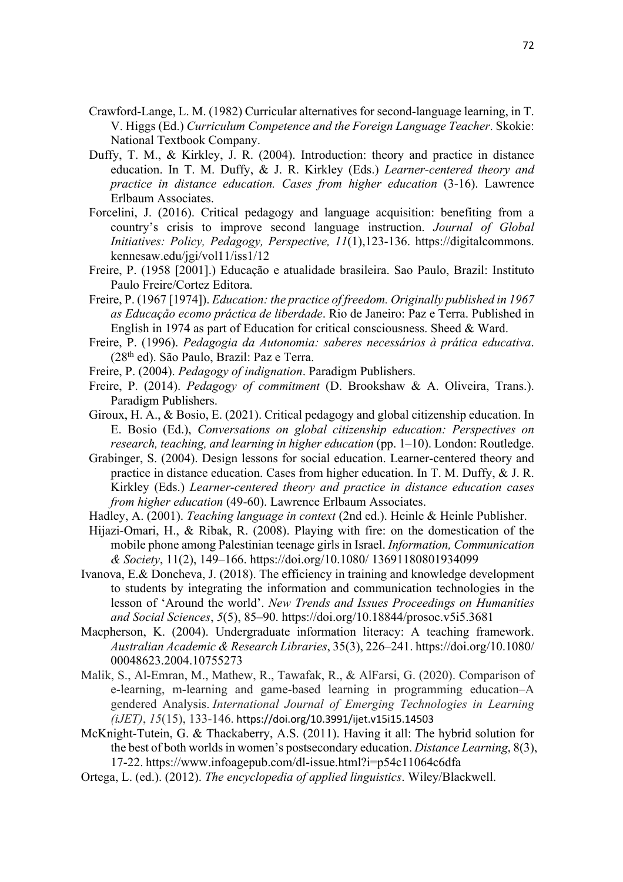Crawford-Lange, L. M. (1982) Curricular alternatives for second-language learning, in T. V. Higgs (Ed.) *Curriculum Competence and the Foreign Language Teacher*. Skokie: National Textbook Company.

Duffy, T. M., & Kirkley, J. R. (2004). Introduction: theory and practice in distance education. In T. M. Duffy, & J. R. Kirkley (Eds.) *Learner-centered theory and practice in distance education. Cases from higher education* (3-16). Lawrence Erlbaum Associates.

Forcelini, J. (2016). Critical pedagogy and language acquisition: benefiting from a country's crisis to improve second language instruction. *Journal of Global Initiatives: Policy, Pedagogy, Perspective, 11*(1),123-136. https://digitalcommons.kennesaw.edu/jgi/vol11/iss1/12

Freire, P. (1958 [2001].) Educação e atualidade brasileira. Sao Paulo, Brazil: Instituto Paulo Freire/Cortez Editora.

Freire, P. (1967 [1974]). *Education: the practice of freedom. Originally published in 1967 as Educaçåo ecomo práctica de liberdade*. Rio de Janeiro: Paz e Terra. Published in English in 1974 as part of Education for critical consciousness. Sheed & Ward.

Freire, P. (1996). *Pedagogia da Autonomia: saberes necessários à prática educativa*. (28th ed). São Paulo, Brazil: Paz e Terra.

Freire, P. (2004). *Pedagogy of indignation*. Paradigm Publishers.

Freire, P. (2014). *Pedagogy of commitment* (D. Brookshaw & A. Oliveira, Trans.). Paradigm Publishers.

Giroux, H. A., & Bosio, E. (2021). Critical pedagogy and global citizenship education. In E. Bosio (Ed.), *Conversations on global citizenship education: Perspectives on research, teaching, and learning in higher education* (pp. 1–10). London: Routledge.

Grabinger, S. (2004). Design lessons for social education. Learner-centered theory and practice in distance education. Cases from higher education. In T. M. Duffy, & J. R. Kirkley (Eds.) *Learner-centered theory and practice in distance education cases from higher education* (49-60). Lawrence Erlbaum Associates.

Hadley, A. (2001). *Teaching language in context* (2nd ed.). Heinle & Heinle Publisher.

Hijazi-Omari, H., & Ribak, R. (2008). Playing with fire: on the domestication of the mobile phone among Palestinian teenage girls in Israel. *Information, Communication & Society*, 11(2), 149–166. https://doi.org/10.1080/ 13691180801934099

Ivanova, E.& Doncheva, J. (2018). The efficiency in training and knowledge development to students by integrating the information and communication technologies in the lesson of 'Around the world'. *New Trends and Issues Proceedings on Humanities and Social Sciences*, *5*(5), 85–90. https://doi.org/10.18844/prosoc.v5i5.3681

Macpherson, K. (2004). Undergraduate information literacy: A teaching framework. *Australian Academic & Research Libraries*, 35(3), 226–241. https://doi.org/10.1080/ 00048623.2004.10755273

Malik, S., Al-Emran, M., Mathew, R., Tawafak, R., & AlFarsi, G. (2020). Comparison of e-learning, m-learning and game-based learning in programming education–A gendered Analysis. *International Journal of Emerging Technologies in Learning (iJET)*, *15*(15), 133-146. https://doi.org/10.3991/ijet.v15i15.14503

McKnight-Tutein, G. & Thackaberry, A.S. (2011). Having it all: The hybrid solution for the best of both worlds in women's postsecondary education. *Distance Learning*, 8(3), 17-22. https://www.infoagepub.com/dl-issue.html?i=p54c11064c6dfa

Ortega, L. (ed.). (2012). *The encyclopedia of applied linguistics*. Wiley/Blackwell.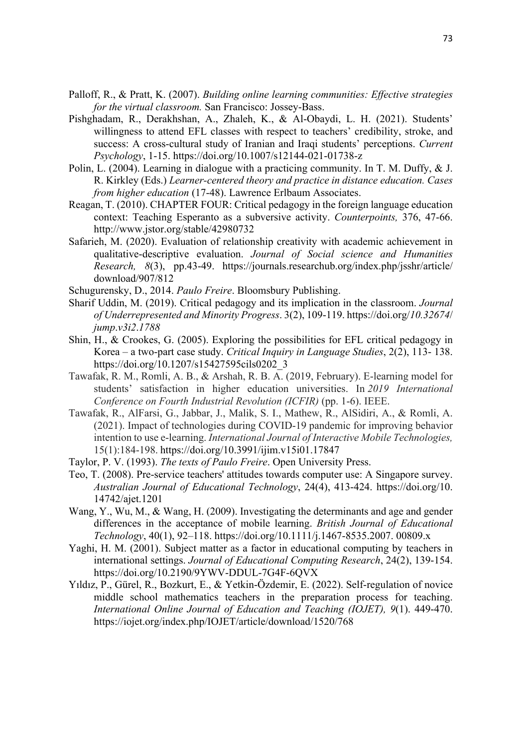Palloff, R., & Pratt, K. (2007). *Building online learning communities: Effective strategies for the virtual classroom.* San Francisco: Jossey-Bass.

Pishghadam, R., Derakhshan, A., Zhaleh, K., & Al-Obaydi, L. H. (2021). Students' willingness to attend EFL classes with respect to teachers' credibility, stroke, and success: A cross-cultural study of Iranian and Iraqi students' perceptions. *Current Psychology*, 1-15. https://doi.org/10.1007/s12144-021-01738-z

Polin, L. (2004). Learning in dialogue with a practicing community. In T. M. Duffy, & J. R. Kirkley (Eds.) *Learner-centered theory and practice in distance education. Cases from higher education* (17-48). Lawrence Erlbaum Associates.

Reagan, T. (2010). CHAPTER FOUR: Critical pedagogy in the foreign language education context: Teaching Esperanto as a subversive activity. *Counterpoints,* 376, 47-66. http://www.jstor.org/stable/42980732

Safarieh, M. (2020). Evaluation of relationship creativity with academic achievement in qualitative-descriptive evaluation. *Journal of Social science and Humanities Research, 8*(3), pp.43-49. https://journals.researchub.org/index.php/jsshr/article/download/907/812

Schugurensky, D., 2014. *Paulo Freire*. Bloomsbury Publishing.

Sharif Uddin, M. (2019). Critical pedagogy and its implication in the classroom. *Journal of Underrepresented and Minority Progress*. 3(2), 109-119. https://doi.org/*10.32674/jump.v3i2.1788*

Shin, H., & Crookes, G. (2005). Exploring the possibilities for EFL critical pedagogy in Korea – a two-part case study. *Critical Inquiry in Language Studies*, 2(2), 113- 138. https://doi.org/10.1207/s15427595cils0202_3

Tawafak, R. M., Romli, A. B., & Arshah, R. B. A. (2019, February). E-learning model for students' satisfaction in higher education universities. In *2019 International Conference on Fourth Industrial Revolution (ICFIR)* (pp. 1-6). IEEE.

Tawafak, R., AlFarsi, G., Jabbar, J., Malik, S. I., Mathew, R., AlSidiri, A., & Romli, A. (2021). Impact of technologies during COVID-19 pandemic for improving behavior intention to use e-learning. *International Journal of Interactive Mobile Technologies,* 15(1):184-198. https://doi.org/10.3991/ijim.v15i01.17847

Taylor, P. V. (1993). *The texts of Paulo Freire*. Open University Press.

Teo, T. (2008). Pre-service teachers' attitudes towards computer use: A Singapore survey. *Australian Journal of Educational Technology*, 24(4), 413-424. https://doi.org/10.14742/ajet.1201

Wang, Y., Wu, M., & Wang, H. (2009). Investigating the determinants and age and gender differences in the acceptance of mobile learning. *British Journal of Educational Technology*, 40(1), 92–118. https://doi.org/10.1111/j.1467-8535.2007. 00809.x

Yaghi, H. M. (2001). Subject matter as a factor in educational computing by teachers in international settings. *Journal of Educational Computing Research*, 24(2), 139-154. https://doi.org/10.2190/9YWV-DDUL-7G4F-6QVX

Yıldız, P., Gürel, R., Bozkurt, E., & Yetkin-Özdemir, E. (2022). Self-regulation of novice middle school mathematics teachers in the preparation process for teaching. *International Online Journal of Education and Teaching (IOJET), 9*(1). 449-470. https://iojet.org/index.php/IOJET/article/download/1520/768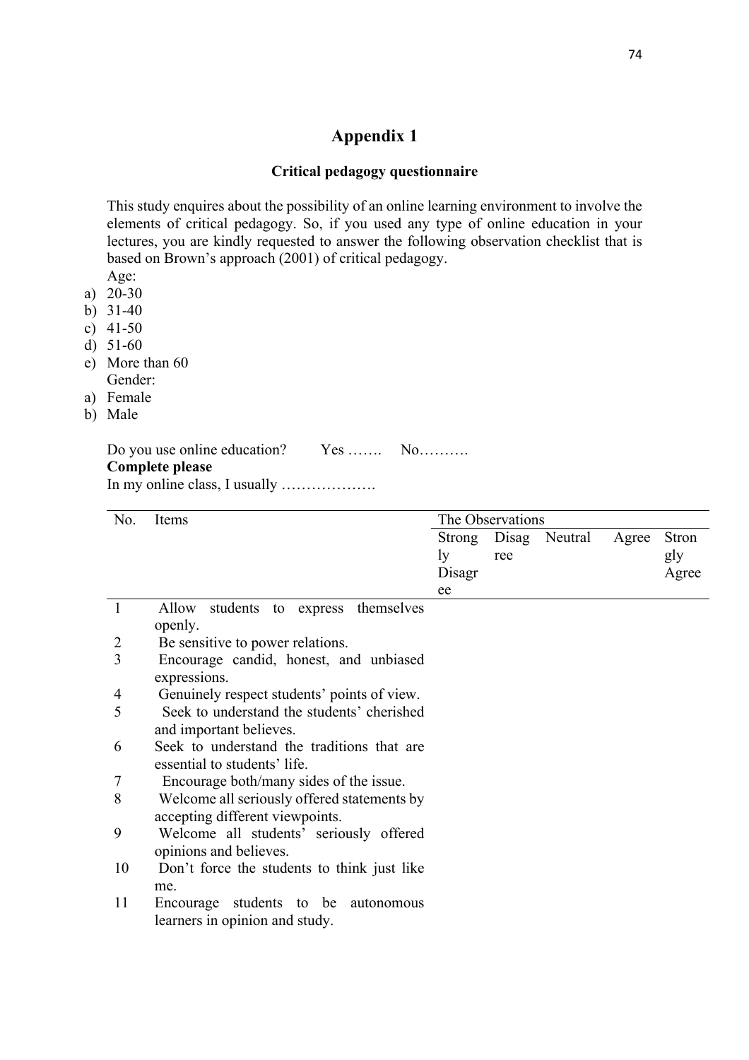# Appendix 1

### Critical pedagogy questionnaire

This study enquires about the possibility of an online learning environment to involve the elements of critical pedagogy. So, if you used any type of online education in your lectures, you are kindly requested to answer the following observation checklist that is based on Brown's approach (2001) of critical pedagogy.

Age:

a) 20-30
b) 31-40
c) 41-50
d) 51-60
e) More than 60

Gender:

a) Female
b) Male

Do you use online education? Yes ……. No……….

**Complete please**

In my online class, I usually ……………….

| No. | Items | The Observations | | | | |
|---|---|---|---|---|---|---|
| | | Strongly Disagree | Disagree | Neutral | Agree | Strongly Agree |
| 1 | Allow students to express themselves openly. | | | | | |
| 2 | Be sensitive to power relations. | | | | | |
| 3 | Encourage candid, honest, and unbiased expressions. | | | | | |
| 4 | Genuinely respect students' points of view. | | | | | |
| 5 | Seek to understand the students' cherished and important believes. | | | | | |
| 6 | Seek to understand the traditions that are essential to students' life. | | | | | |
| 7 | Encourage both/many sides of the issue. | | | | | |
| 8 | Welcome all seriously offered statements by accepting different viewpoints. | | | | | |
| 9 | Welcome all students' seriously offered opinions and believes. | | | | | |
| 10 | Don't force the students to think just like me. | | | | | |
| 11 | Encourage students to be autonomous learners in opinion and study. | | | | | |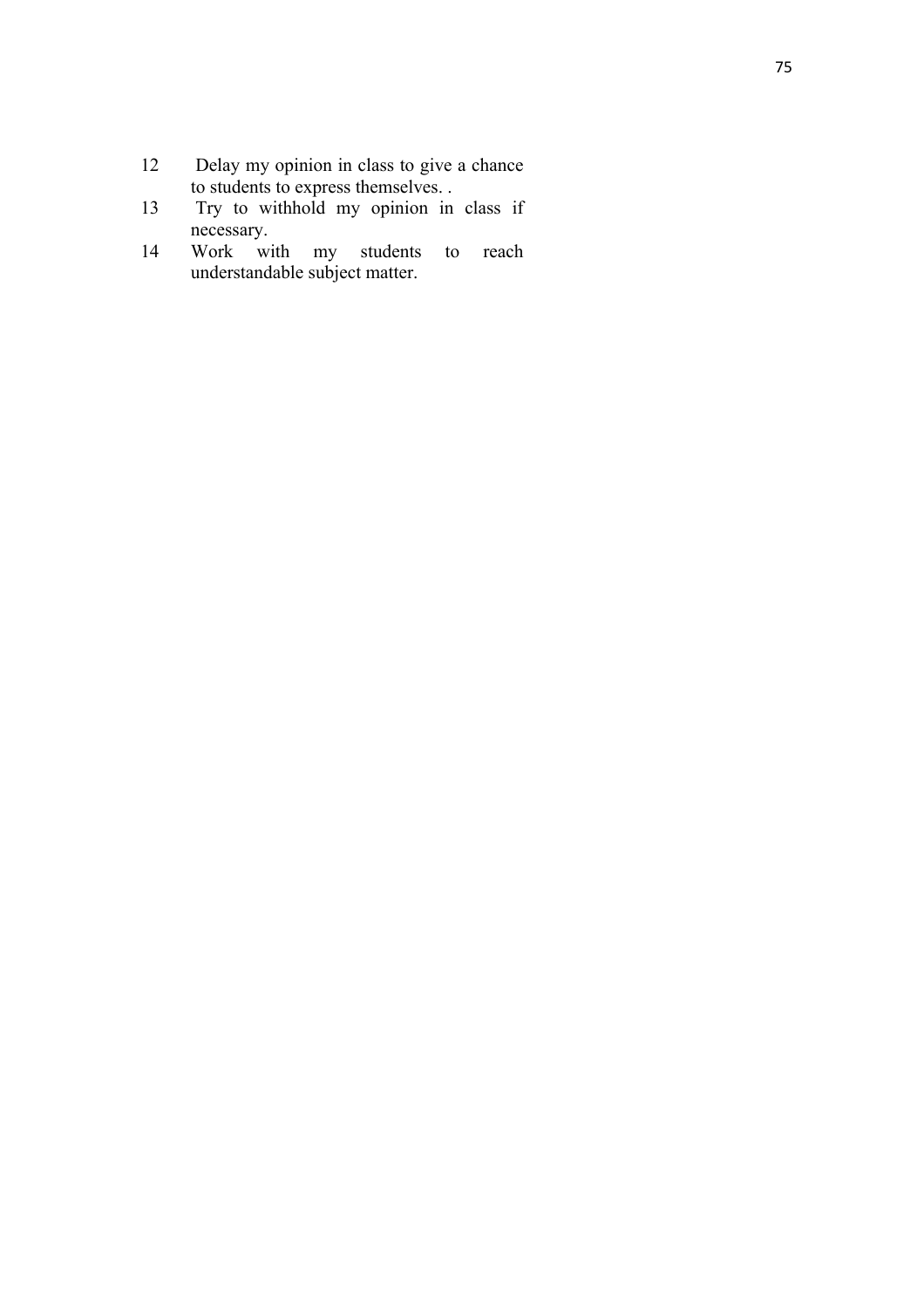| | |
|---|---|
| 12 | Delay my opinion in class to give a chance to students to express themselves. . |
| 13 | Try to withhold my opinion in class if necessary. |
| 14 | Work with my students to reach understandable subject matter. |